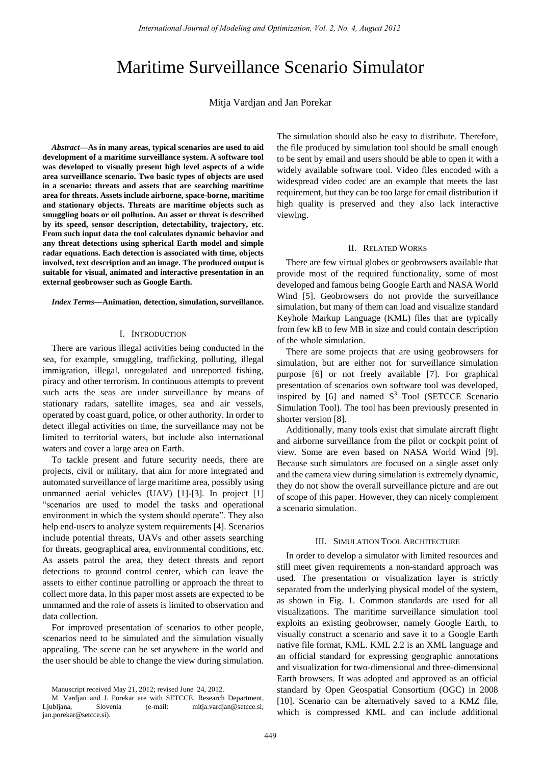# Maritime Surveillance Scenario Simulator

Mitja Vardjan and Jan Porekar

***Abstract*—As in many areas, typical scenarios are used to aid development of a maritime surveillance system. A software tool was developed to visually present high level aspects of a wide area surveillance scenario. Two basic types of objects are used in a scenario: threats and assets that are searching maritime area for threats. Assets include airborne, space-borne, maritime and stationary objects. Threats are maritime objects such as smuggling boats or oil pollution. An asset or threat is described by its speed, sensor description, detectability, trajectory, etc. From such input data the tool calculates dynamic behavior and any threat detections using spherical Earth model and simple radar equations. Each detection is associated with time, objects involved, text description and an image. The produced output is suitable for visual, animated and interactive presentation in an external geobrowser such as Google Earth.**

***Index Terms*—Animation, detection, simulation, surveillance.**

## I. Introduction

There are various illegal activities being conducted in the sea, for example, smuggling, trafficking, polluting, illegal immigration, illegal, unregulated and unreported fishing, piracy and other terrorism. In continuous attempts to prevent such acts the seas are under surveillance by means of stationary radars, satellite images, sea and air vessels, operated by coast guard, police, or other authority. In order to detect illegal activities on time, the surveillance may not be limited to territorial waters, but include also international waters and cover a large area on Earth.

To tackle present and future security needs, there are projects, civil or military, that aim for more integrated and automated surveillance of large maritime area, possibly using unmanned aerial vehicles (UAV) [1]-[3]. In project [1] "scenarios are used to model the tasks and operational environment in which the system should operate". They also help end-users to analyze system requirements [4]. Scenarios include potential threats, UAVs and other assets searching for threats, geographical area, environmental conditions, etc. As assets patrol the area, they detect threats and report detections to ground control center, which can leave the assets to either continue patrolling or approach the threat to collect more data. In this paper most assets are expected to be unmanned and the role of assets is limited to observation and data collection.

For improved presentation of scenarios to other people, scenarios need to be simulated and the simulation visually appealing. The scene can be set anywhere in the world and the user should be able to change the view during simulation. The simulation should also be easy to distribute. Therefore, the file produced by simulation tool should be small enough to be sent by email and users should be able to open it with a widely available software tool. Video files encoded with a widespread video codec are an example that meets the last requirement, but they can be too large for email distribution if high quality is preserved and they also lack interactive viewing.

Manuscript received May 21, 2012; revised June 24, 2012.

M. Vardjan and J. Porekar are with SETCCE, Research Department, Ljubljana, Slovenia (e-mail: mitja.vardjan@setcce.si; jan.porekar@setcce.si).

## II. Related Works

There are few virtual globes or geobrowsers available that provide most of the required functionality, some of most developed and famous being Google Earth and NASA World Wind [5]. Geobrowsers do not provide the surveillance simulation, but many of them can load and visualize standard Keyhole Markup Language (KML) files that are typically from few kB to few MB in size and could contain description of the whole simulation.

There are some projects that are using geobrowsers for simulation, but are either not for surveillance simulation purpose [6] or not freely available [7]. For graphical presentation of scenarios own software tool was developed, inspired by [6] and named S[3] Tool (SETCCE Scenario Simulation Tool). The tool has been previously presented in shorter version [8].

Additionally, many tools exist that simulate aircraft flight and airborne surveillance from the pilot or cockpit point of view. Some are even based on NASA World Wind [9]. Because such simulators are focused on a single asset only and the camera view during simulation is extremely dynamic, they do not show the overall surveillance picture and are out of scope of this paper. However, they can nicely complement a scenario simulation.

## III. Simulation Tool Architecture

In order to develop a simulator with limited resources and still meet given requirements a non-standard approach was used. The presentation or visualization layer is strictly separated from the underlying physical model of the system, as shown in Fig. 1. Common standards are used for all visualizations. The maritime surveillance simulation tool exploits an existing geobrowser, namely Google Earth, to visually construct a scenario and save it to a Google Earth native file format, KML. KML 2.2 is an XML language and an official standard for expressing geographic annotations and visualization for two-dimensional and three-dimensional Earth browsers. It was adopted and approved as an official standard by Open Geospatial Consortium (OGC) in 2008 [10]. Scenario can be alternatively saved to a KMZ file, which is compressed KML and can include additional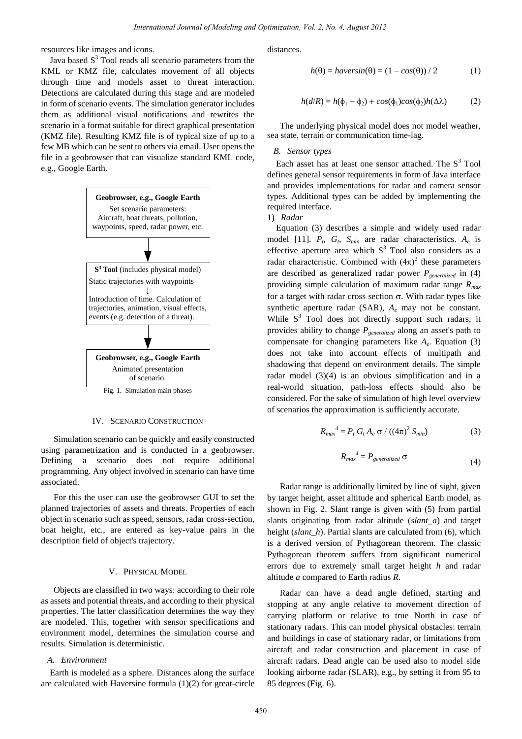resources like images and icons.

Java based $S^3$ Tool reads all scenario parameters from the KML or KMZ file, calculates movement of all objects through time and models asset to threat interaction. Detections are calculated during this stage and are modeled in form of scenario events. The simulation generator includes them as additional visual notifications and rewrites the scenario in a format suitable for direct graphical presentation (KMZ file). Resulting KMZ file is of typical size of up to a few MB which can be sent to others via email. User opens the file in a geobrowser that can visualize standard KML code, e.g., Google Earth.

**Geobrowser, e.g., Google Earth**
Set scenario parameters:
Aircraft, boat threats, pollution, waypoints, speed, radar power, etc.

↓

**$S^3$ Tool** (includes physical model)
Static trajectories with waypoints
↓
Introduction of time. Calculation of trajectories, animation, visual effects, events (e.g. detection of a threat).

↓

**Geobrowser, e.g., Google Earth**
Animated presentation of scenario.

Fig. 1. Simulation main phases

## IV. Scenario Construction

Simulation scenario can be quickly and easily constructed using parametrization and is conducted in a geobrowser. Defining a scenario does not require additional programming. Any object involved in scenario can have time associated.

For this the user can use the geobrowser GUI to set the planned trajectories of assets and threats. Properties of each object in scenario such as speed, sensors, radar cross-section, boat height, etc., are entered as key-value pairs in the description field of object's trajectory.

## V. Physical Model

Objects are classified in two ways: according to their role as assets and potential threats, and according to their physical properties. The latter classification determines the way they are modeled. This, together with sensor specifications and environment model, determines the simulation course and results. Simulation is deterministic.

### A. Environment

Earth is modeled as a sphere. Distances along the surface are calculated with Haversine formula (1)(2) for great-circle distances.

$$h(\theta) = haversin(\theta) = (1 - cos(\theta)) / 2 \tag{1}$$

$$h(d/R) = h(\phi_1 - \phi_2) + cos(\phi_1)cos(\phi_2)h(\Delta\lambda) \tag{2}$$

The underlying physical model does not model weather, sea state, terrain or communication time-lag.

### B. Sensor types

Each asset has at least one sensor attached. The $S^3$ Tool defines general sensor requirements in form of Java interface and provides implementations for radar and camera sensor types. Additional types can be added by implementing the required interface.

1) *Radar*

Equation (3) describes a simple and widely used radar model [11]. $P_t$, $G_t$, $S_{min}$ are radar characteristics. $A_e$ is effective aperture area which $S^3$ Tool also considers as a radar characteristic. Combined with $(4\pi)^2$ these parameters are described as generalized radar power $P_{generalized}$ in (4) providing simple calculation of maximum radar range $R_{max}$ for a target with radar cross section $\sigma$. With radar types like synthetic aperture radar (SAR), $A_e$ may not be constant. While $S^3$ Tool does not directly support such radars, it provides ability to change $P_{generalized}$ along an asset's path to compensate for changing parameters like $A_e$. Equation (3) does not take into account effects of multipath and shadowing that depend on environment details. The simple radar model (3)(4) is an obvious simplification and in a real-world situation, path-loss effects should also be considered. For the sake of simulation of high level overview of scenarios the approximation is sufficiently accurate.

$$R_{max}^4 = P_t\, G_t\, A_e\, \sigma \,/\, ((4\pi)^2\, S_{min}) \tag{3}$$

$$R_{max}^4 = P_{generalized}\, \sigma \tag{4}$$

Radar range is additionally limited by line of sight, given by target height, asset altitude and spherical Earth model, as shown in Fig. 2. Slant range is given with (5) from partial slants originating from radar altitude (*slant_a*) and target height (*slant_h*). Partial slants are calculated from (6), which is a derived version of Pythagorean theorem. The classic Pythagorean theorem suffers from significant numerical errors due to extremely small target height $h$ and radar altitude $a$ compared to Earth radius $R$.

Radar can have a dead angle defined, starting and stopping at any angle relative to movement direction of carrying platform or relative to true North in case of stationary radars. This can model physical obstacles: terrain and buildings in case of stationary radar, or limitations from aircraft and radar construction and placement in case of aircraft radars. Dead angle can be used also to model side looking airborne radar (SLAR), e.g., by setting it from 95 to 85 degrees (Fig. 6).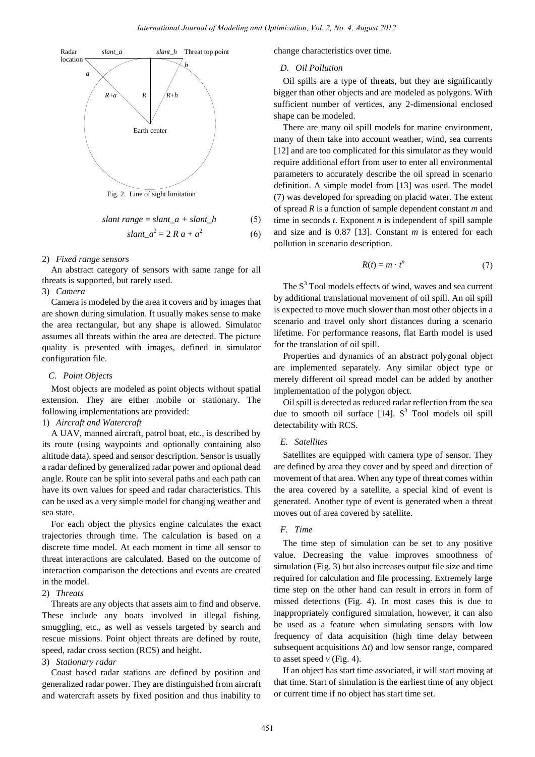Fig. 2. Line of sight limitation

$$slant\ range = slant\_a + slant\_h \tag{5}$$

$$slant\_a^2 = 2\ R\ a + a^2 \tag{6}$$

2) *Fixed range sensors*

An abstract category of sensors with same range for all threats is supported, but rarely used.

3) *Camera*

Camera is modeled by the area it covers and by images that are shown during simulation. It usually makes sense to make the area rectangular, but any shape is allowed. Simulator assumes all threats within the area are detected. The picture quality is presented with images, defined in simulator configuration file.

### C. Point Objects

Most objects are modeled as point objects without spatial extension. They are either mobile or stationary. The following implementations are provided:

1) *Aircraft and Watercraft*

A UAV, manned aircraft, patrol boat, etc., is described by its route (using waypoints and optionally containing also altitude data), speed and sensor description. Sensor is usually a radar defined by generalized radar power and optional dead angle. Route can be split into several paths and each path can have its own values for speed and radar characteristics. This can be used as a very simple model for changing weather and sea state.

For each object the physics engine calculates the exact trajectories through time. The calculation is based on a discrete time model. At each moment in time all sensor to threat interactions are calculated. Based on the outcome of interaction comparison the detections and events are created in the model.

2) *Threats*

Threats are any objects that assets aim to find and observe. These include any boats involved in illegal fishing, smuggling, etc., as well as vessels targeted by search and rescue missions. Point object threats are defined by route, speed, radar cross section (RCS) and height.

3) *Stationary radar*

Coast based radar stations are defined by position and generalized radar power. They are distinguished from aircraft and watercraft assets by fixed position and thus inability to change characteristics over time.

### D. Oil Pollution

Oil spills are a type of threats, but they are significantly bigger than other objects and are modeled as polygons. With sufficient number of vertices, any 2-dimensional enclosed shape can be modeled.

There are many oil spill models for marine environment, many of them take into account weather, wind, sea currents [12] and are too complicated for this simulator as they would require additional effort from user to enter all environmental parameters to accurately describe the oil spread in scenario definition. A simple model from [13] was used. The model (7) was developed for spreading on placid water. The extent of spread $R$ is a function of sample dependent constant $m$ and time in seconds $t$. Exponent $n$ is independent of spill sample and size and is 0.87 [13]. Constant $m$ is entered for each pollution in scenario description.

$$R(t) = m \cdot t^n \tag{7}$$

The $S^3$ Tool models effects of wind, waves and sea current by additional translational movement of oil spill. An oil spill is expected to move much slower than most other objects in a scenario and travel only short distances during a scenario lifetime. For performance reasons, flat Earth model is used for the translation of oil spill.

Properties and dynamics of an abstract polygonal object are implemented separately. Any similar object type or merely different oil spread model can be added by another implementation of the polygon object.

Oil spill is detected as reduced radar reflection from the sea due to smooth oil surface [14]. $S^3$ Tool models oil spill detectability with RCS.

### E. Satellites

Satellites are equipped with camera type of sensor. They are defined by area they cover and by speed and direction of movement of that area. When any type of threat comes within the area covered by a satellite, a special kind of event is generated. Another type of event is generated when a threat moves out of area covered by satellite.

### F. Time

The time step of simulation can be set to any positive value. Decreasing the value improves smoothness of simulation (Fig. 3) but also increases output file size and time required for calculation and file processing. Extremely large time step on the other hand can result in errors in form of missed detections (Fig. 4). In most cases this is due to inappropriately configured simulation, however, it can also be used as a feature when simulating sensors with low frequency of data acquisition (high time delay between subsequent acquisitions $\Delta t$) and low sensor range, compared to asset speed $v$ (Fig. 4).

If an object has start time associated, it will start moving at that time. Start of simulation is the earliest time of any object or current time if no object has start time set.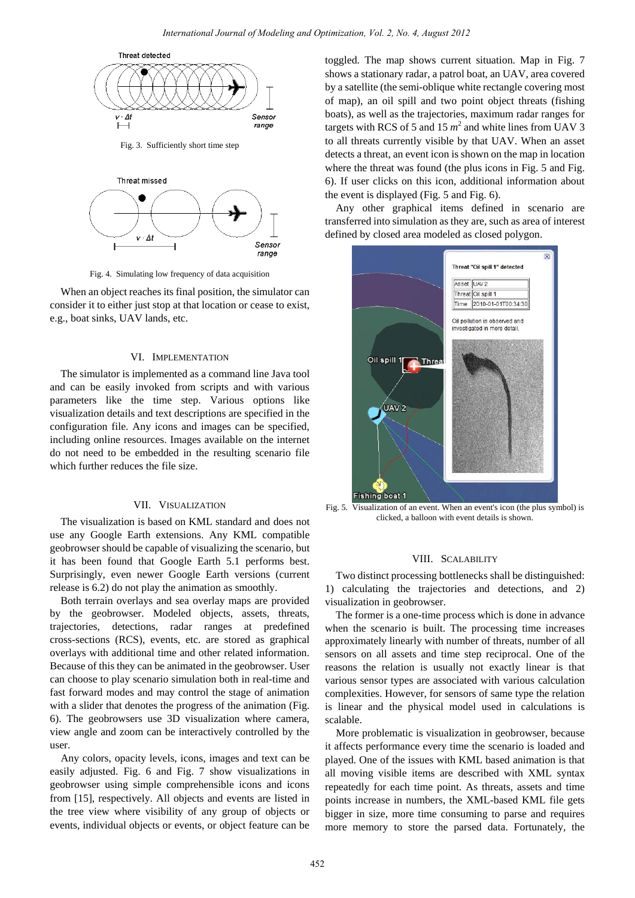Fig. 3. Sufficiently short time step

Fig. 4. Simulating low frequency of data acquisition

When an object reaches its final position, the simulator can consider it to either just stop at that location or cease to exist, e.g., boat sinks, UAV lands, etc.

## VI. Implementation

The simulator is implemented as a command line Java tool and can be easily invoked from scripts and with various parameters like the time step. Various options like visualization details and text descriptions are specified in the configuration file. Any icons and images can be specified, including online resources. Images available on the internet do not need to be embedded in the resulting scenario file which further reduces the file size.

## VII. Visualization

The visualization is based on KML standard and does not use any Google Earth extensions. Any KML compatible geobrowser should be capable of visualizing the scenario, but it has been found that Google Earth 5.1 performs best. Surprisingly, even newer Google Earth versions (current release is 6.2) do not play the animation as smoothly.

Both terrain overlays and sea overlay maps are provided by the geobrowser. Modeled objects, assets, threats, trajectories, detections, radar ranges at predefined cross-sections (RCS), events, etc. are stored as graphical overlays with additional time and other related information. Because of this they can be animated in the geobrowser. User can choose to play scenario simulation both in real-time and fast forward modes and may control the stage of animation with a slider that denotes the progress of the animation (Fig. 6). The geobrowsers use 3D visualization where camera, view angle and zoom can be interactively controlled by the user.

Any colors, opacity levels, icons, images and text can be easily adjusted. Fig. 6 and Fig. 7 show visualizations in geobrowser using simple comprehensible icons and icons from [15], respectively. All objects and events are listed in the tree view where visibility of any group of objects or events, individual objects or events, or object feature can be toggled. The map shows current situation. Map in Fig. 7 shows a stationary radar, a patrol boat, an UAV, area covered by a satellite (the semi-oblique white rectangle covering most of map), an oil spill and two point object threats (fishing boats), as well as the trajectories, maximum radar ranges for targets with RCS of 5 and 15 $m^2$ and white lines from UAV 3 to all threats currently visible by that UAV. When an asset detects a threat, an event icon is shown on the map in location where the threat was found (the plus icons in Fig. 5 and Fig. 6). If user clicks on this icon, additional information about the event is displayed (Fig. 5 and Fig. 6).

Any other graphical items defined in scenario are transferred into simulation as they are, such as area of interest defined by closed area modeled as closed polygon.

Fig. 5. Visualization of an event. When an event's icon (the plus symbol) is clicked, a balloon with event details is shown.

## VIII. Scalability

Two distinct processing bottlenecks shall be distinguished: 1) calculating the trajectories and detections, and 2) visualization in geobrowser.

The former is a one-time process which is done in advance when the scenario is built. The processing time increases approximately linearly with number of threats, number of all sensors on all assets and time step reciprocal. One of the reasons the relation is usually not exactly linear is that various sensor types are associated with various calculation complexities. However, for sensors of same type the relation is linear and the physical model used in calculations is scalable.

More problematic is visualization in geobrowser, because it affects performance every time the scenario is loaded and played. One of the issues with KML based animation is that all moving visible items are described with XML syntax repeatedly for each time point. As threats, assets and time points increase in numbers, the XML-based KML file gets bigger in size, more time consuming to parse and requires more memory to store the parsed data. Fortunately, the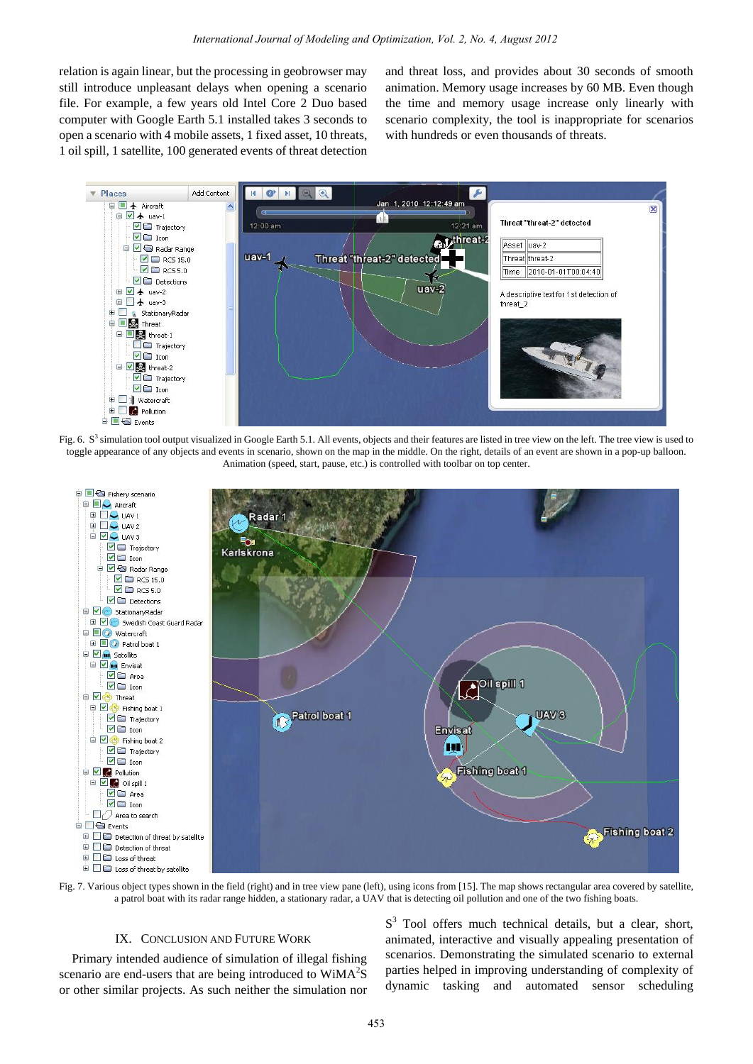relation is again linear, but the processing in geobrowser may still introduce unpleasant delays when opening a scenario file. For example, a few years old Intel Core 2 Duo based computer with Google Earth 5.1 installed takes 3 seconds to open a scenario with 4 mobile assets, 1 fixed asset, 10 threats, 1 oil spill, 1 satellite, 100 generated events of threat detection and threat loss, and provides about 30 seconds of smooth animation. Memory usage increases by 60 MB. Even though the time and memory usage increase only linearly with scenario complexity, the tool is inappropriate for scenarios with hundreds or even thousands of threats.

Fig. 6. $S^3$ simulation tool output visualized in Google Earth 5.1. All events, objects and their features are listed in tree view on the left. The tree view is used to toggle appearance of any objects and events in scenario, shown on the map in the middle. On the right, details of an event are shown in a pop-up balloon. Animation (speed, start, pause, etc.) is controlled with toolbar on top center.

Fig. 7. Various object types shown in the field (right) and in tree view pane (left), using icons from [15]. The map shows rectangular area covered by satellite, a patrol boat with its radar range hidden, a stationary radar, a UAV that is detecting oil pollution and one of the two fishing boats.

## IX. Conclusion and Future Work

Primary intended audience of simulation of illegal fishing scenario are end-users that are being introduced to WiMA$^2$S or other similar projects. As such neither the simulation nor $S^3$ Tool offers much technical details, but a clear, short, animated, interactive and visually appealing presentation of scenarios. Demonstrating the simulated scenario to external parties helped in improving understanding of complexity of dynamic tasking and automated sensor scheduling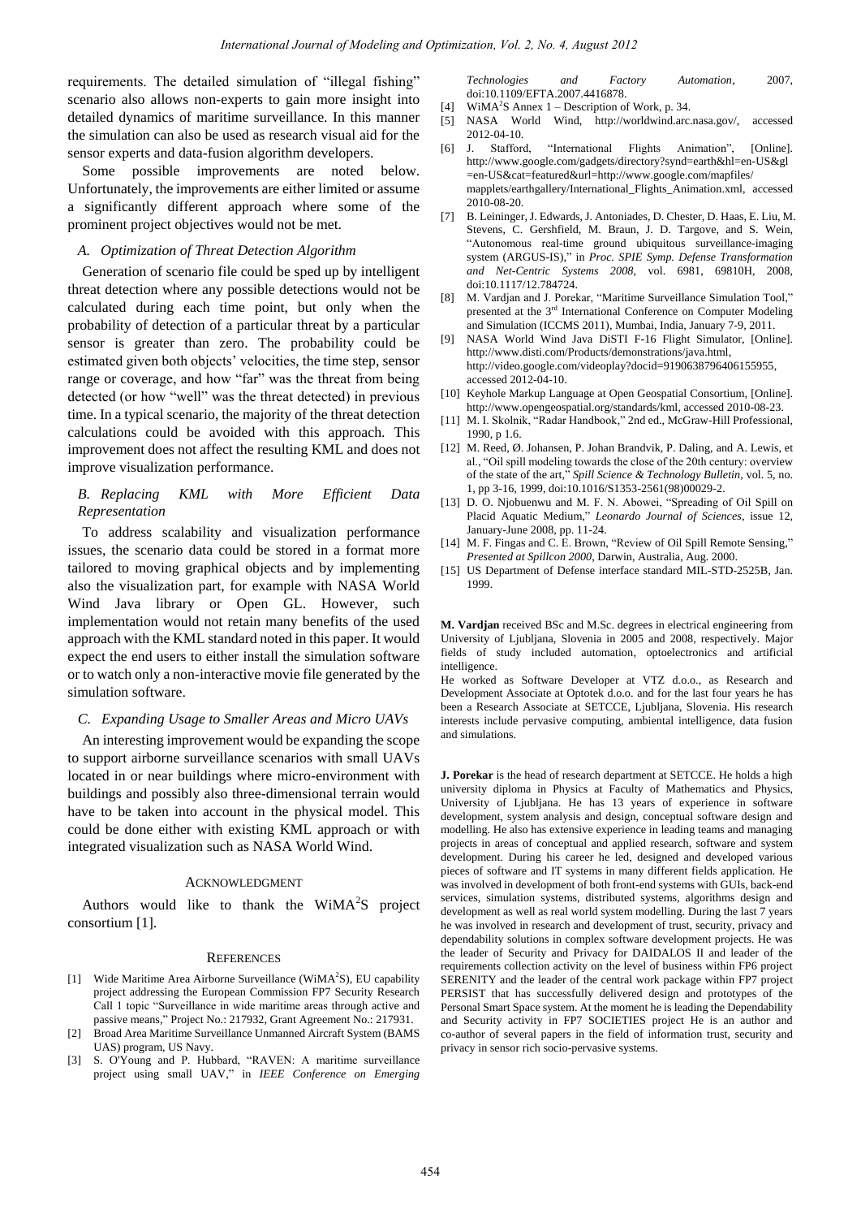requirements. The detailed simulation of "illegal fishing" scenario also allows non-experts to gain more insight into detailed dynamics of maritime surveillance. In this manner the simulation can also be used as research visual aid for the sensor experts and data-fusion algorithm developers.

Some possible improvements are noted below. Unfortunately, the improvements are either limited or assume a significantly different approach where some of the prominent project objectives would not be met.

### A. Optimization of Threat Detection Algorithm

Generation of scenario file could be sped up by intelligent threat detection where any possible detections would not be calculated during each time point, but only when the probability of detection of a particular threat by a particular sensor is greater than zero. The probability could be estimated given both objects' velocities, the time step, sensor range or coverage, and how "far" was the threat from being detected (or how "well" was the threat detected) in previous time. In a typical scenario, the majority of the threat detection calculations could be avoided with this approach. This improvement does not affect the resulting KML and does not improve visualization performance.

### B. Replacing KML with More Efficient Data Representation

To address scalability and visualization performance issues, the scenario data could be stored in a format more tailored to moving graphical objects and by implementing also the visualization part, for example with NASA World Wind Java library or Open GL. However, such implementation would not retain many benefits of the used approach with the KML standard noted in this paper. It would expect the end users to either install the simulation software or to watch only a non-interactive movie file generated by the simulation software.

### C. Expanding Usage to Smaller Areas and Micro UAVs

An interesting improvement would be expanding the scope to support airborne surveillance scenarios with small UAVs located in or near buildings where micro-environment with buildings and possibly also three-dimensional terrain would have to be taken into account in the physical model. This could be done either with existing KML approach or with integrated visualization such as NASA World Wind.

## Acknowledgment

Authors would like to thank the WiMA$^2$S project consortium [1].

## References

[1] Wide Maritime Area Airborne Surveillance (WiMA$^2$S), EU capability project addressing the European Commission FP7 Security Research Call 1 topic "Surveillance in wide maritime areas through active and passive means," Project No.: 217932, Grant Agreement No.: 217931.

[2] Broad Area Maritime Surveillance Unmanned Aircraft System (BAMS UAS) program, US Navy.

[3] S. O'Young and P. Hubbard, "RAVEN: A maritime surveillance project using small UAV," in *IEEE Conference on Emerging Technologies and Factory Automation*, 2007, doi:10.1109/EFTA.2007.4416878.

[4] WiMA$^2$S Annex 1 – Description of Work, p. 34.

[5] NASA World Wind, http://worldwind.arc.nasa.gov/, accessed 2012-04-10.

[6] J. Stafford, "International Flights Animation", [Online]. http://www.google.com/gadgets/directory?synd=earth&hl=en-US&gl=en-US&cat=featured&url=http://www.google.com/mapfiles/mapplets/earthgallery/International_Flights_Animation.xml, accessed 2010-08-20.

[7] B. Leininger, J. Edwards, J. Antoniades, D. Chester, D. Haas, E. Liu, M. Stevens, C. Gershfield, M. Braun, J. D. Targove, and S. Wein, "Autonomous real-time ground ubiquitous surveillance-imaging system (ARGUS-IS)," in *Proc. SPIE Symp. Defense Transformation and Net-Centric Systems 2008*, vol. 6981, 69810H, 2008, doi:10.1117/12.784724.

[8] M. Vardjan and J. Porekar, "Maritime Surveillance Simulation Tool," presented at the 3rd International Conference on Computer Modeling and Simulation (ICCMS 2011), Mumbai, India, January 7-9, 2011.

[9] NASA World Wind Java DiSTI F-16 Flight Simulator, [Online]. http://www.disti.com/Products/demonstrations/java.html, http://video.google.com/videoplay?docid=9190638796406155955, accessed 2012-04-10.

[10] Keyhole Markup Language at Open Geospatial Consortium, [Online]. http://www.opengeospatial.org/standards/kml, accessed 2010-08-23.

[11] M. I. Skolnik, "Radar Handbook," 2nd ed., McGraw-Hill Professional, 1990, p 1.6.

[12] M. Reed, Ø. Johansen, P. Johan Brandvik, P. Daling, and A. Lewis, et al., "Oil spill modeling towards the close of the 20th century: overview of the state of the art," *Spill Science & Technology Bulletin*, vol. 5, no. 1, pp 3-16, 1999, doi:10.1016/S1353-2561(98)00029-2.

[13] D. O. Njobuenwu and M. F. N. Abowei, "Spreading of Oil Spill on Placid Aquatic Medium," *Leonardo Journal of Sciences*, issue 12, January-June 2008, pp. 11-24.

[14] M. F. Fingas and C. E. Brown, "Review of Oil Spill Remote Sensing," *Presented at Spillcon 2000*, Darwin, Australia, Aug. 2000.

[15] US Department of Defense interface standard MIL-STD-2525B, Jan. 1999.

**M. Vardjan** received BSc and M.Sc. degrees in electrical engineering from University of Ljubljana, Slovenia in 2005 and 2008, respectively. Major fields of study included automation, optoelectronics and artificial intelligence.

He worked as Software Developer at VTZ d.o.o., as Research and Development Associate at Optotek d.o.o. and for the last four years he has been a Research Associate at SETCCE, Ljubljana, Slovenia. His research interests include pervasive computing, ambiental intelligence, data fusion and simulations.

**J. Porekar** is the head of research department at SETCCE. He holds a high university diploma in Physics at Faculty of Mathematics and Physics, University of Ljubljana. He has 13 years of experience in software development, system analysis and design, conceptual software design and modelling. He also has extensive experience in leading teams and managing projects in areas of conceptual and applied research, software and system development. During his career he led, designed and developed various pieces of software and IT systems in many different fields application. He was involved in development of both front-end systems with GUIs, back-end services, simulation systems, distributed systems, algorithms design and development as well as real world system modelling. During the last 7 years he was involved in research and development of trust, security, privacy and dependability solutions in complex software development projects. He was the leader of Security and Privacy for DAIDALOS II and leader of the requirements collection activity on the level of business within FP6 project SERENITY and the leader of the central work package within FP7 project PERSIST that has successfully delivered design and prototypes of the Personal Smart Space system. At the moment he is leading the Dependability and Security activity in FP7 SOCIETIES project He is an author and co-author of several papers in the field of information trust, security and privacy in sensor rich socio-pervasive systems.